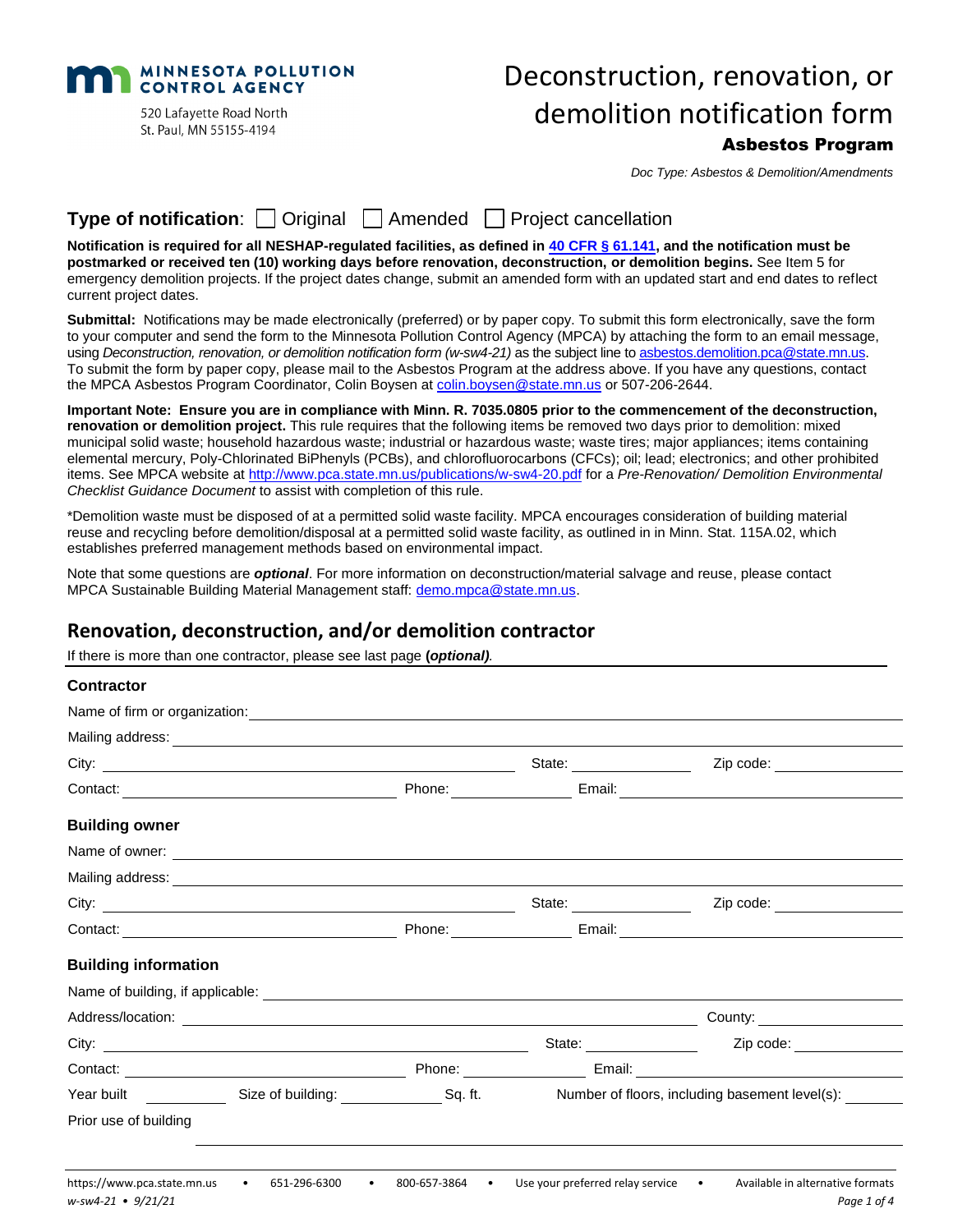MINNESOTA POLLUTION CONTROL AGENCY
520 Lafayette Road North
St. Paul, MN 55155-4194

# Deconstruction, renovation, or demolition notification form

## Asbestos Program

*Doc Type: Asbestos & Demolition/Amendments*

**Type of notification**: ☐ Original ☐ Amended ☐ Project cancellation

**Notification is required for all NESHAP-regulated facilities, as defined in 40 CFR § 61.141, and the notification must be postmarked or received ten (10) working days before renovation, deconstruction, or demolition begins.** See Item 5 for emergency demolition projects. If the project dates change, submit an amended form with an updated start and end dates to reflect current project dates.

**Submittal:** Notifications may be made electronically (preferred) or by paper copy. To submit this form electronically, save the form to your computer and send the form to the Minnesota Pollution Control Agency (MPCA) by attaching the form to an email message, using *Deconstruction, renovation, or demolition notification form (w-sw4-21)* as the subject line to asbestos.demolition.pca@state.mn.us. To submit the form by paper copy, please mail to the Asbestos Program at the address above. If you have any questions, contact the MPCA Asbestos Program Coordinator, Colin Boysen at colin.boysen@state.mn.us or 507-206-2644.

**Important Note: Ensure you are in compliance with Minn. R. 7035.0805 prior to the commencement of the deconstruction, renovation or demolition project.** This rule requires that the following items be removed two days prior to demolition: mixed municipal solid waste; household hazardous waste; industrial or hazardous waste; waste tires; major appliances; items containing elemental mercury, Poly-Chlorinated BiPhenyls (PCBs), and chlorofluorocarbons (CFCs); oil; lead; electronics; and other prohibited items. See MPCA website at http://www.pca.state.mn.us/publications/w-sw4-20.pdf for a *Pre-Renovation/ Demolition Environmental Checklist Guidance Document* to assist with completion of this rule.

*Demolition waste must be disposed of at a permitted solid waste facility. MPCA encourages consideration of building material reuse and recycling before demolition/disposal at a permitted solid waste facility, as outlined in in Minn. Stat. 115A.02, which establishes preferred management methods based on environmental impact.

Note that some questions are ***optional***. For more information on deconstruction/material salvage and reuse, please contact MPCA Sustainable Building Material Management staff: demo.mpca@state.mn.us.

## Renovation, deconstruction, and/or demolition contractor

If there is more than one contractor, please see last page **(*optional*)**.

### Contractor

Name of firm or organization: ______________________

Mailing address: ______________________

City: ______________ State: ________ Zip code: ________

Contact: ______________ Phone: ________ Email: ______________

### Building owner

Name of owner: ______________________

Mailing address: ______________________

City: ______________ State: ________ Zip code: ________

Contact: ______________ Phone: ________ Email: ______________

### Building information

Name of building, if applicable: ______________________

Address/location: ______________________ County: ________

City: ______________ State: ________ Zip code: ________

Contact: ______________ Phone: ________ Email: ______________

Year built ________ Size of building: ________ Sq. ft. Number of floors, including basement level(s): ________

Prior use of building ______________________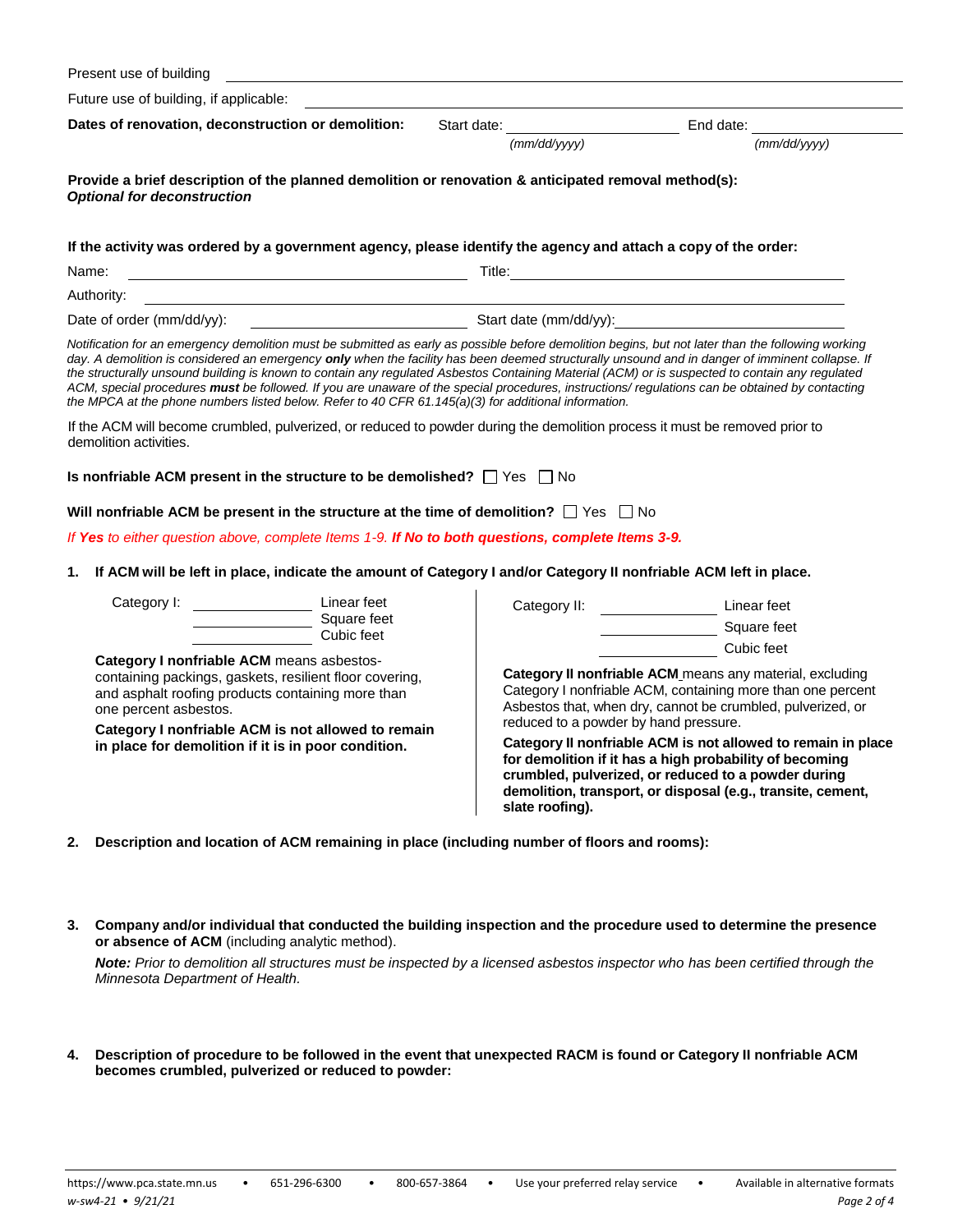Present use of building ______________________________________________

Future use of building, if applicable: ______________________________________________

**Dates of renovation, deconstruction or demolition:** Start date: ______________ *(mm/dd/yyyy)* End date: ______________ *(mm/dd/yyyy)*

**Provide a brief description of the planned demolition or renovation & anticipated removal method(s):**
***Optional for deconstruction***

**If the activity was ordered by a government agency, please identify the agency and attach a copy of the order:**

Name: ______________________ Title: ______________________

Authority: ______________________________________________

Date of order (mm/dd/yy): ______________________ Start date (mm/dd/yy): ______________________

*Notification for an emergency demolition must be submitted as early as possible before demolition begins, but not later than the following working day. A demolition is considered an emergency **only** when the facility has been deemed structurally unsound and in danger of imminent collapse. If the structurally unsound building is known to contain any regulated Asbestos Containing Material (ACM) or is suspected to contain any regulated ACM, special procedures **must** be followed. If you are unaware of the special procedures, instructions/ regulations can be obtained by contacting the MPCA at the phone numbers listed below. Refer to 40 CFR 61.145(a)(3) for additional information.*

If the ACM will become crumbled, pulverized, or reduced to powder during the demolition process it must be removed prior to demolition activities.

**Is nonfriable ACM present in the structure to be demolished?** ☐ Yes ☐ No

**Will nonfriable ACM be present in the structure at the time of demolition?** ☐ Yes ☐ No

*If **Yes** to either question above, complete Items 1-9. **If No to both questions, complete Items 3-9.***

**1. If ACM will be left in place, indicate the amount of Category I and/or Category II nonfriable ACM left in place.**

Category I: ______________ Linear feet
______________ Square feet
______________ Cubic feet

**Category I nonfriable ACM** means asbestos-containing packings, gaskets, resilient floor covering, and asphalt roofing products containing more than one percent asbestos.

**Category I nonfriable ACM is not allowed to remain in place for demolition if it is in poor condition.**

Category II: ______________ Linear feet
______________ Square feet
______________ Cubic feet

**Category II nonfriable ACM** means any material, excluding Category I nonfriable ACM, containing more than one percent Asbestos that, when dry, cannot be crumbled, pulverized, or reduced to a powder by hand pressure.

**Category II nonfriable ACM is not allowed to remain in place for demolition if it has a high probability of becoming crumbled, pulverized, or reduced to a powder during demolition, transport, or disposal (e.g., transite, cement, slate roofing).**

**2. Description and location of ACM remaining in place (including number of floors and rooms):**

**3. Company and/or individual that conducted the building inspection and the procedure used to determine the presence or absence of ACM** (including analytic method).

***Note:*** *Prior to demolition all structures must be inspected by a licensed asbestos inspector who has been certified through the Minnesota Department of Health.*

**4. Description of procedure to be followed in the event that unexpected RACM is found or Category II nonfriable ACM becomes crumbled, pulverized or reduced to powder:**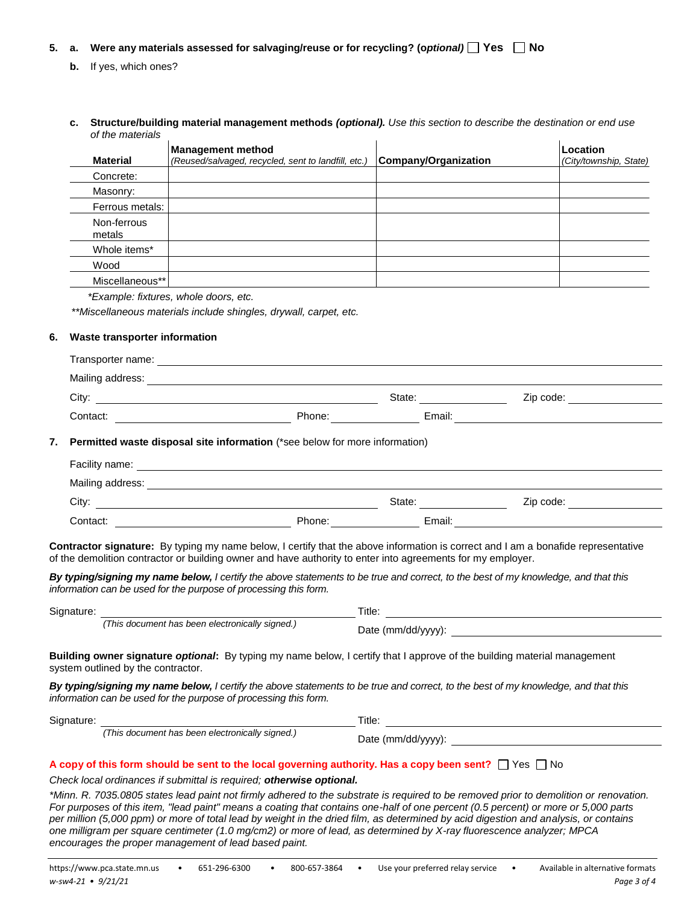**5. a. Were any materials assessed for salvaging/reuse or for recycling? (*optional*)** ☐ **Yes** ☐ **No**

**b.** If yes, which ones?

**c. Structure/building material management methods *(optional).*** *Use this section to describe the destination or end use of the materials*

| Material | Management method *(Reused/salvaged, recycled, sent to landfill, etc.)* | Company/Organization | Location *(City/township, State)* |
|---|---|---|---|
| Concrete: | | | |
| Masonry: | | | |
| Ferrous metals: | | | |
| Non-ferrous metals | | | |
| Whole items* | | | |
| Wood | | | |
| Miscellaneous** | | | |

*\*Example: fixtures, whole doors, etc.*

*\*\*Miscellaneous materials include shingles, drywall, carpet, etc.*

**6. Waste transporter information**

Transporter name: \_\_\_\_\_\_\_\_\_\_\_\_\_\_\_\_\_\_\_\_

Mailing address: \_\_\_\_\_\_\_\_\_\_\_\_\_\_\_\_\_\_\_\_

City: \_\_\_\_\_\_\_\_\_\_ State: \_\_\_\_\_\_\_\_\_\_ Zip code: \_\_\_\_\_\_\_\_\_\_

Contact: \_\_\_\_\_\_\_\_\_\_ Phone: \_\_\_\_\_\_\_\_\_\_ Email: \_\_\_\_\_\_\_\_\_\_

**7. Permitted waste disposal site information** (*see below for more information)

Facility name: \_\_\_\_\_\_\_\_\_\_\_\_\_\_\_\_\_\_\_\_

Mailing address: \_\_\_\_\_\_\_\_\_\_\_\_\_\_\_\_\_\_\_\_

City: \_\_\_\_\_\_\_\_\_\_ State: \_\_\_\_\_\_\_\_\_\_ Zip code: \_\_\_\_\_\_\_\_\_\_

Contact: \_\_\_\_\_\_\_\_\_\_ Phone: \_\_\_\_\_\_\_\_\_\_ Email: \_\_\_\_\_\_\_\_\_\_

**Contractor signature:** By typing my name below, I certify that the above information is correct and I am a bonafide representative of the demolition contractor or building owner and have authority to enter into agreements for my employer.

***By typing/signing my name below,*** *I certify the above statements to be true and correct, to the best of my knowledge, and that this information can be used for the purpose of processing this form.*

Signature: \_\_\_\_\_\_\_\_\_\_\_\_\_\_\_\_\_\_\_\_ Title: \_\_\_\_\_\_\_\_\_\_\_\_\_\_\_\_\_\_\_\_

*(This document has been electronically signed.)* Date (mm/dd/yyyy): \_\_\_\_\_\_\_\_\_\_

**Building owner signature *optional*:** By typing my name below, I certify that I approve of the building material management system outlined by the contractor.

***By typing/signing my name below,*** *I certify the above statements to be true and correct, to the best of my knowledge, and that this information can be used for the purpose of processing this form.*

Signature: \_\_\_\_\_\_\_\_\_\_\_\_\_\_\_\_\_\_\_\_ Title: \_\_\_\_\_\_\_\_\_\_\_\_\_\_\_\_\_\_\_\_

*(This document has been electronically signed.)* Date (mm/dd/yyyy): \_\_\_\_\_\_\_\_\_\_

**A copy of this form should be sent to the local governing authority. Has a copy been sent?** ☐ Yes ☐ No

*Check local ordinances if submittal is required;* ***otherwise optional.***

*\*Minn. R. 7035.0805 states lead paint not firmly adhered to the substrate is required to be removed prior to demolition or renovation. For purposes of this item, "lead paint" means a coating that contains one-half of one percent (0.5 percent) or more or 5,000 parts per million (5,000 ppm) or more of total lead by weight in the dried film, as determined by acid digestion and analysis, or contains one milligram per square centimeter (1.0 mg/cm2) or more of lead, as determined by X-ray fluorescence analyzer; MPCA encourages the proper management of lead based paint.*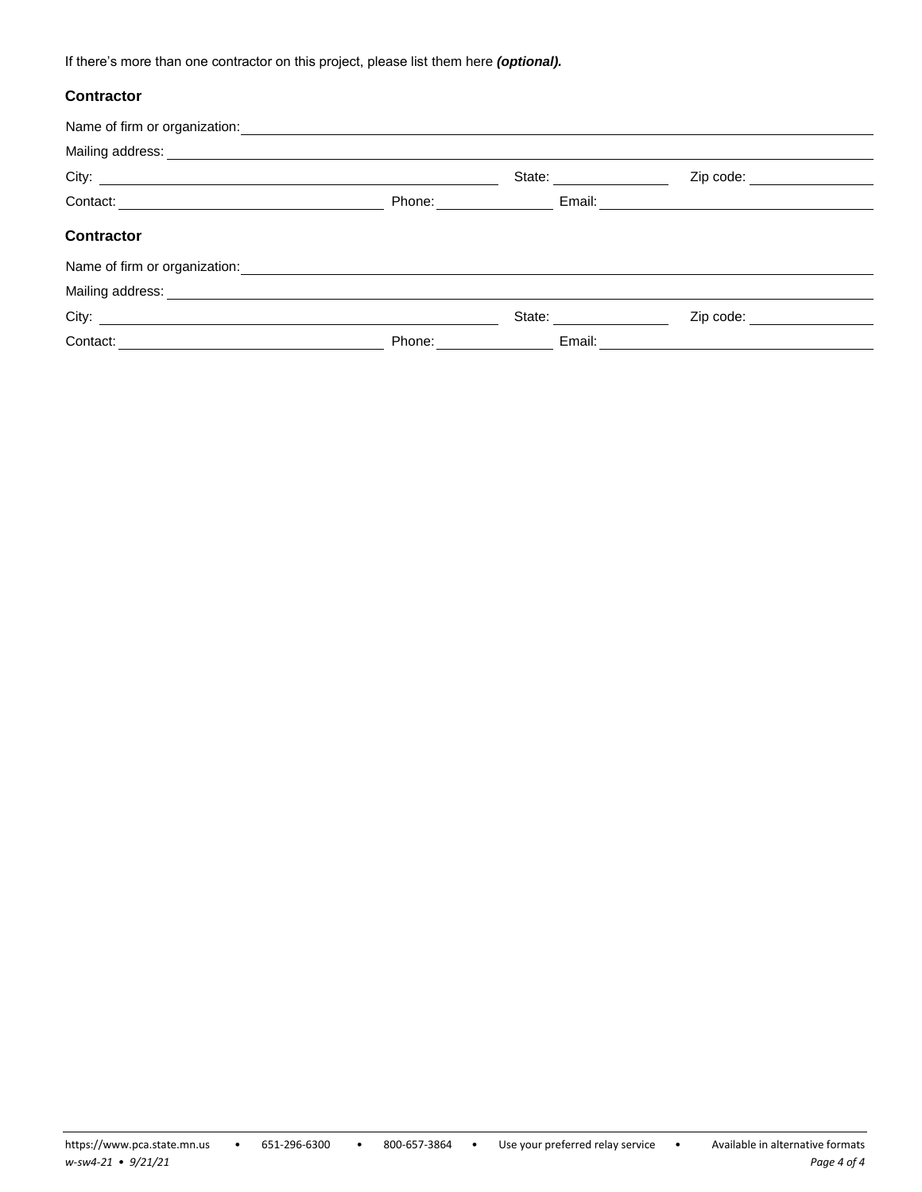If there's more than one contractor on this project, please list them here ***(optional).***

**Contractor**

Name of firm or organization: ___________________________________________

Mailing address: ___________________________________________

City: ______________________ State: __________ Zip code: __________

Contact: ______________________ Phone: __________ Email: ______________________

**Contractor**

Name of firm or organization: ___________________________________________

Mailing address: ___________________________________________

City: ______________________ State: __________ Zip code: __________

Contact: ______________________ Phone: __________ Email: ______________________

https://www.pca.state.mn.us • 651-296-6300 • 800-657-3864 • Use your preferred relay service • Available in alternative formats

*w-sw4-21 • 9/21/21*